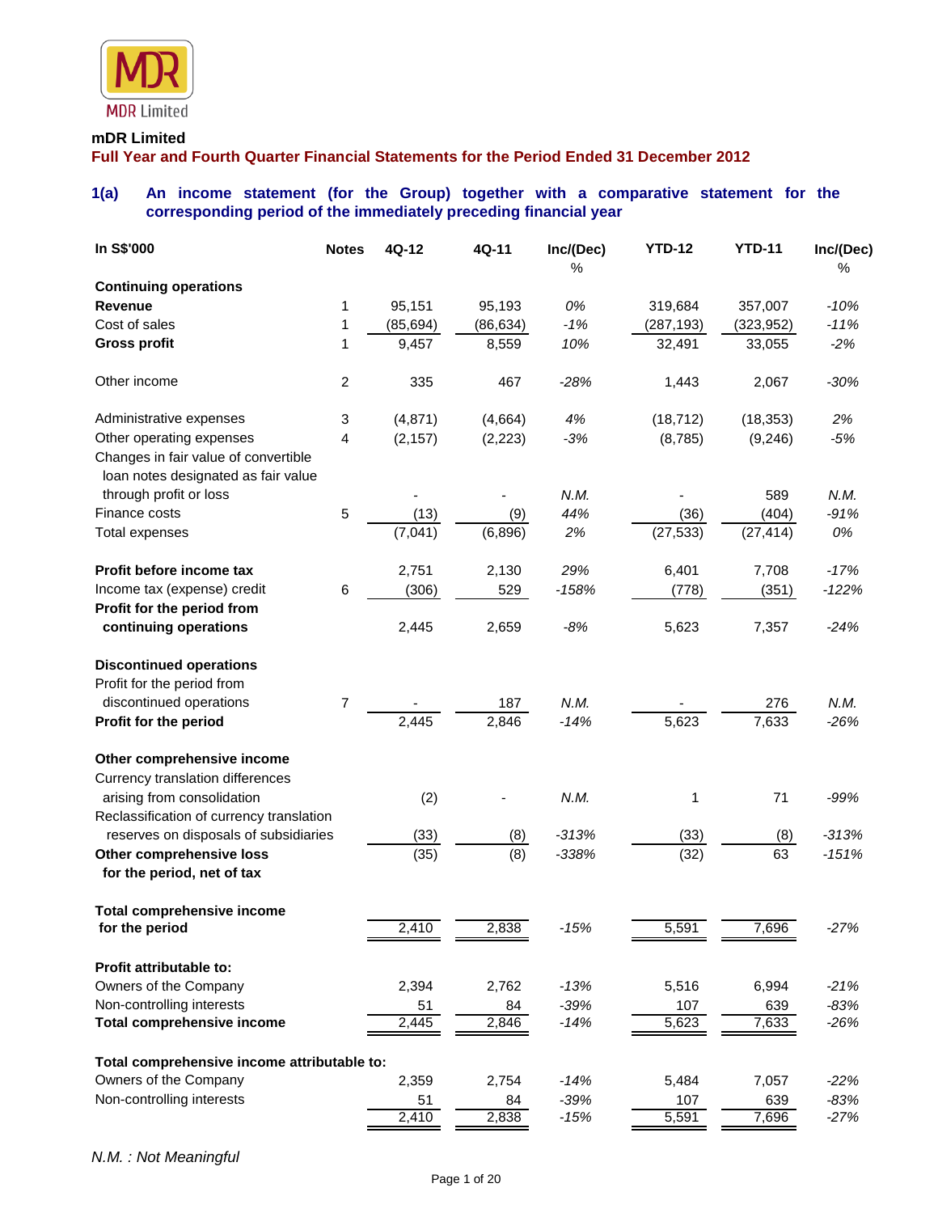MDR Limited

**mDR Limited**

**Full Year and Fourth Quarter Financial Statements for the Period Ended 31 December 2012**

## 1(a) An income statement (for the Group) together with a comparative statement for the corresponding period of the immediately preceding financial year

| In S$'000 | Notes | 4Q-12 | 4Q-11 | Inc/(Dec) % | YTD-12 | YTD-11 | Inc/(Dec) % |
|---|---|---|---|---|---|---|---|
| **Continuing operations** | | | | | | | |
| **Revenue** | 1 | 95,151 | 95,193 | *0%* | 319,684 | 357,007 | *-10%* |
| Cost of sales | 1 | (85,694) | (86,634) | *-1%* | (287,193) | (323,952) | *-11%* |
| **Gross profit** | 1 | 9,457 | 8,559 | *10%* | 32,491 | 33,055 | *-2%* |
| Other income | 2 | 335 | 467 | *-28%* | 1,443 | 2,067 | *-30%* |
| Administrative expenses | 3 | (4,871) | (4,664) | *4%* | (18,712) | (18,353) | *2%* |
| Other operating expenses | 4 | (2,157) | (2,223) | *-3%* | (8,785) | (9,246) | *-5%* |
| Changes in fair value of convertible loan notes designated as fair value through profit or loss | | - | - | *N.M.* | - | 589 | *N.M.* |
| Finance costs | 5 | (13) | (9) | *44%* | (36) | (404) | *-91%* |
| Total expenses | | (7,041) | (6,896) | *2%* | (27,533) | (27,414) | *0%* |
| **Profit before income tax** | | 2,751 | 2,130 | *29%* | 6,401 | 7,708 | *-17%* |
| Income tax (expense) credit | 6 | (306) | 529 | *-158%* | (778) | (351) | *-122%* |
| **Profit for the period from continuing operations** | | 2,445 | 2,659 | *-8%* | 5,623 | 7,357 | *-24%* |
| **Discontinued operations** | | | | | | | |
| Profit for the period from discontinued operations | 7 | - | 187 | *N.M.* | - | 276 | *N.M.* |
| **Profit for the period** | | 2,445 | 2,846 | *-14%* | 5,623 | 7,633 | *-26%* |
| **Other comprehensive income** | | | | | | | |
| Currency translation differences arising from consolidation | | (2) | - | *N.M.* | 1 | 71 | *-99%* |
| Reclassification of currency translation reserves on disposals of subsidiaries | | (33) | (8) | *-313%* | (33) | (8) | *-313%* |
| **Other comprehensive loss for the period, net of tax** | | (35) | (8) | *-338%* | (32) | 63 | *-151%* |
| **Total comprehensive income for the period** | | 2,410 | 2,838 | *-15%* | 5,591 | 7,696 | *-27%* |
| **Profit attributable to:** | | | | | | | |
| Owners of the Company | | 2,394 | 2,762 | *-13%* | 5,516 | 6,994 | *-21%* |
| Non-controlling interests | | 51 | 84 | *-39%* | 107 | 639 | *-83%* |
| **Total comprehensive income** | | 2,445 | 2,846 | *-14%* | 5,623 | 7,633 | *-26%* |
| **Total comprehensive income attributable to:** | | | | | | | |
| Owners of the Company | | 2,359 | 2,754 | *-14%* | 5,484 | 7,057 | *-22%* |
| Non-controlling interests | | 51 | 84 | *-39%* | 107 | 639 | *-83%* |
| | | 2,410 | 2,838 | *-15%* | 5,591 | 7,696 | *-27%* |

*N.M. : Not Meaningful*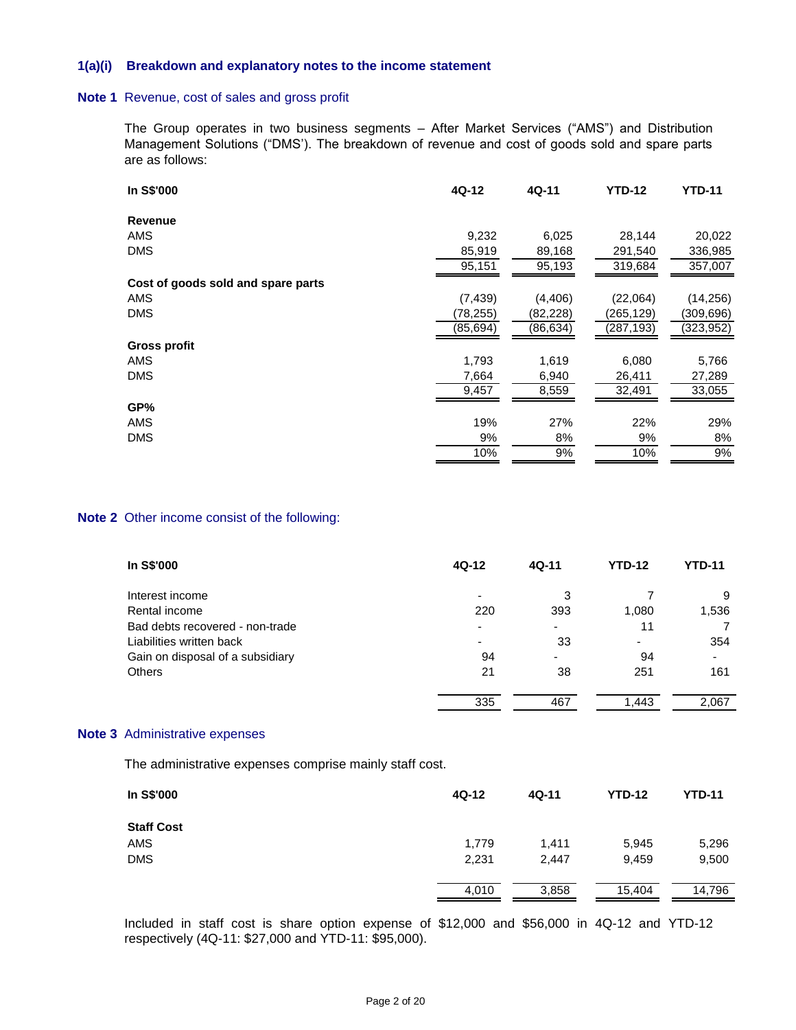## 1(a)(i) Breakdown and explanatory notes to the income statement

### Note 1 Revenue, cost of sales and gross profit

The Group operates in two business segments – After Market Services ("AMS") and Distribution Management Solutions ("DMS'). The breakdown of revenue and cost of goods sold and spare parts are as follows:

| In S$'000 | 4Q-12 | 4Q-11 | YTD-12 | YTD-11 |
|---|---|---|---|---|
| **Revenue** | | | | |
| AMS | 9,232 | 6,025 | 28,144 | 20,022 |
| DMS | 85,919 | 89,168 | 291,540 | 336,985 |
| | 95,151 | 95,193 | 319,684 | 357,007 |
| **Cost of goods sold and spare parts** | | | | |
| AMS | (7,439) | (4,406) | (22,064) | (14,256) |
| DMS | (78,255) | (82,228) | (265,129) | (309,696) |
| | (85,694) | (86,634) | (287,193) | (323,952) |
| **Gross profit** | | | | |
| AMS | 1,793 | 1,619 | 6,080 | 5,766 |
| DMS | 7,664 | 6,940 | 26,411 | 27,289 |
| | 9,457 | 8,559 | 32,491 | 33,055 |
| **GP%** | | | | |
| AMS | 19% | 27% | 22% | 29% |
| DMS | 9% | 8% | 9% | 8% |
| | 10% | 9% | 10% | 9% |

### Note 2 Other income consist of the following:

| In S$'000 | 4Q-12 | 4Q-11 | YTD-12 | YTD-11 |
|---|---|---|---|---|
| Interest income | - | 3 | 7 | 9 |
| Rental income | 220 | 393 | 1,080 | 1,536 |
| Bad debts recovered - non-trade | - | - | 11 | 7 |
| Liabilities written back | - | 33 | - | 354 |
| Gain on disposal of a subsidiary | 94 | - | 94 | - |
| Others | 21 | 38 | 251 | 161 |
| | 335 | 467 | 1,443 | 2,067 |

### Note 3 Administrative expenses

The administrative expenses comprise mainly staff cost.

| In S$'000 | 4Q-12 | 4Q-11 | YTD-12 | YTD-11 |
|---|---|---|---|---|
| **Staff Cost** | | | | |
| AMS | 1,779 | 1,411 | 5,945 | 5,296 |
| DMS | 2,231 | 2,447 | 9,459 | 9,500 |
| | 4,010 | 3,858 | 15,404 | 14,796 |

Included in staff cost is share option expense of $12,000 and $56,000 in 4Q-12 and YTD-12 respectively (4Q-11: $27,000 and YTD-11: $95,000).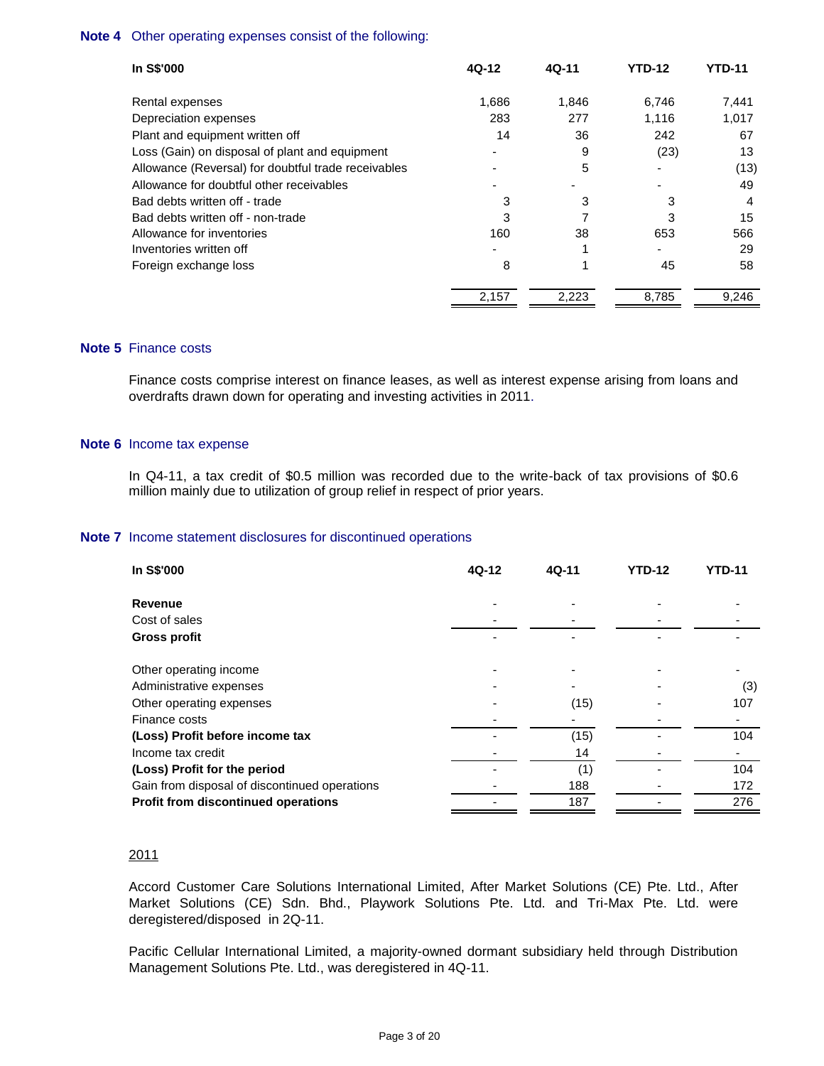**Note 4** Other operating expenses consist of the following:

| In S$'000 | 4Q-12 | 4Q-11 | YTD-12 | YTD-11 |
|---|---|---|---|---|
| Rental expenses | 1,686 | 1,846 | 6,746 | 7,441 |
| Depreciation expenses | 283 | 277 | 1,116 | 1,017 |
| Plant and equipment written off | 14 | 36 | 242 | 67 |
| Loss (Gain) on disposal of plant and equipment | - | 9 | (23) | 13 |
| Allowance (Reversal) for doubtful trade receivables | - | 5 | - | (13) |
| Allowance for doubtful other receivables | - | - | - | 49 |
| Bad debts written off - trade | 3 | 3 | 3 | 4 |
| Bad debts written off - non-trade | 3 | 7 | 3 | 15 |
| Allowance for inventories | 160 | 38 | 653 | 566 |
| Inventories written off | - | 1 | - | 29 |
| Foreign exchange loss | 8 | 1 | 45 | 58 |
| | 2,157 | 2,223 | 8,785 | 9,246 |

**Note 5** Finance costs

Finance costs comprise interest on finance leases, as well as interest expense arising from loans and overdrafts drawn down for operating and investing activities in 2011.

**Note 6** Income tax expense

In Q4-11, a tax credit of $0.5 million was recorded due to the write-back of tax provisions of $0.6 million mainly due to utilization of group relief in respect of prior years.

**Note 7** Income statement disclosures for discontinued operations

| In S$'000 | 4Q-12 | 4Q-11 | YTD-12 | YTD-11 |
|---|---|---|---|---|
| **Revenue** | - | - | - | - |
| Cost of sales | - | - | - | - |
| **Gross profit** | - | - | - | - |
| Other operating income | - | - | - | - |
| Administrative expenses | - | - | - | (3) |
| Other operating expenses | - | (15) | - | 107 |
| Finance costs | - | - | - | - |
| **(Loss) Profit before income tax** | - | (15) | - | 104 |
| Income tax credit | - | 14 | - | - |
| **(Loss) Profit for the period** | - | (1) | - | 104 |
| Gain from disposal of discontinued operations | - | 188 | - | 172 |
| **Profit from discontinued operations** | - | 187 | - | 276 |

2011

Accord Customer Care Solutions International Limited, After Market Solutions (CE) Pte. Ltd., After Market Solutions (CE) Sdn. Bhd., Playwork Solutions Pte. Ltd. and Tri-Max Pte. Ltd. were deregistered/disposed in 2Q-11.

Pacific Cellular International Limited, a majority-owned dormant subsidiary held through Distribution Management Solutions Pte. Ltd., was deregistered in 4Q-11.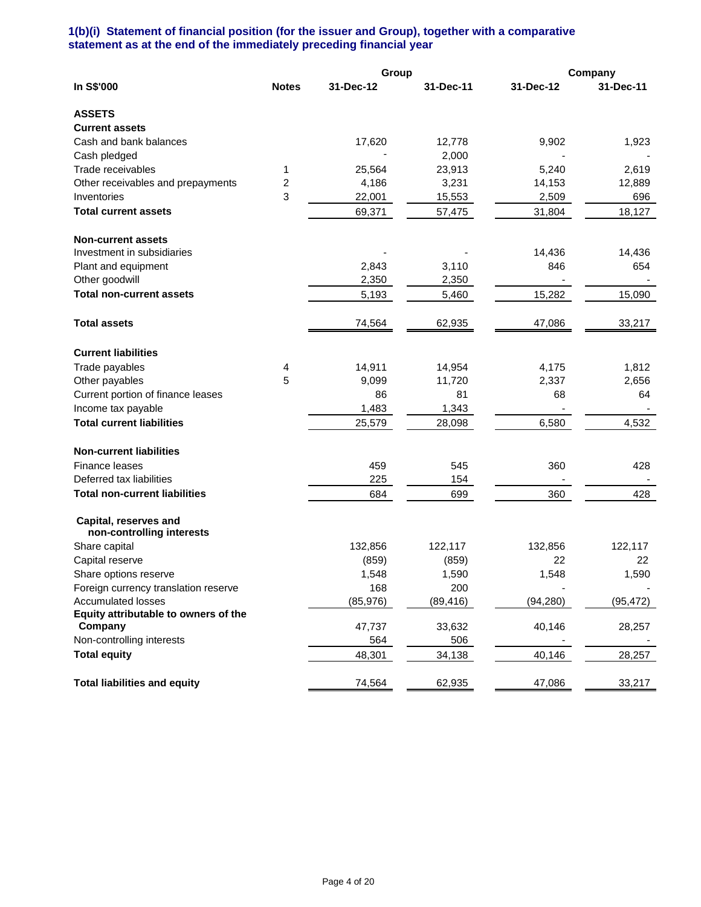### 1(b)(i) Statement of financial position (for the issuer and Group), together with a comparative statement as at the end of the immediately preceding financial year

| In S$'000 | Notes | Group | | Company | |
|---|---|---|---|---|---|
| | | 31-Dec-12 | 31-Dec-11 | 31-Dec-12 | 31-Dec-11 |
| **ASSETS** | | | | | |
| **Current assets** | | | | | |
| Cash and bank balances | | 17,620 | 12,778 | 9,902 | 1,923 |
| Cash pledged | | - | 2,000 | - | - |
| Trade receivables | 1 | 25,564 | 23,913 | 5,240 | 2,619 |
| Other receivables and prepayments | 2 | 4,186 | 3,231 | 14,153 | 12,889 |
| Inventories | 3 | 22,001 | 15,553 | 2,509 | 696 |
| **Total current assets** | | 69,371 | 57,475 | 31,804 | 18,127 |
| **Non-current assets** | | | | | |
| Investment in subsidiaries | | - | - | 14,436 | 14,436 |
| Plant and equipment | | 2,843 | 3,110 | 846 | 654 |
| Other goodwill | | 2,350 | 2,350 | - | - |
| **Total non-current assets** | | 5,193 | 5,460 | 15,282 | 15,090 |
| **Total assets** | | 74,564 | 62,935 | 47,086 | 33,217 |
| **Current liabilities** | | | | | |
| Trade payables | 4 | 14,911 | 14,954 | 4,175 | 1,812 |
| Other payables | 5 | 9,099 | 11,720 | 2,337 | 2,656 |
| Current portion of finance leases | | 86 | 81 | 68 | 64 |
| Income tax payable | | 1,483 | 1,343 | - | - |
| **Total current liabilities** | | 25,579 | 28,098 | 6,580 | 4,532 |
| **Non-current liabilities** | | | | | |
| Finance leases | | 459 | 545 | 360 | 428 |
| Deferred tax liabilities | | 225 | 154 | - | - |
| **Total non-current liabilities** | | 684 | 699 | 360 | 428 |
| **Capital, reserves and non-controlling interests** | | | | | |
| Share capital | | 132,856 | 122,117 | 132,856 | 122,117 |
| Capital reserve | | (859) | (859) | 22 | 22 |
| Share options reserve | | 1,548 | 1,590 | 1,548 | 1,590 |
| Foreign currency translation reserve | | 168 | 200 | - | - |
| Accumulated losses | | (85,976) | (89,416) | (94,280) | (95,472) |
| **Equity attributable to owners of the Company** | | 47,737 | 33,632 | 40,146 | 28,257 |
| Non-controlling interests | | 564 | 506 | - | - |
| **Total equity** | | 48,301 | 34,138 | 40,146 | 28,257 |
| **Total liabilities and equity** | | 74,564 | 62,935 | 47,086 | 33,217 |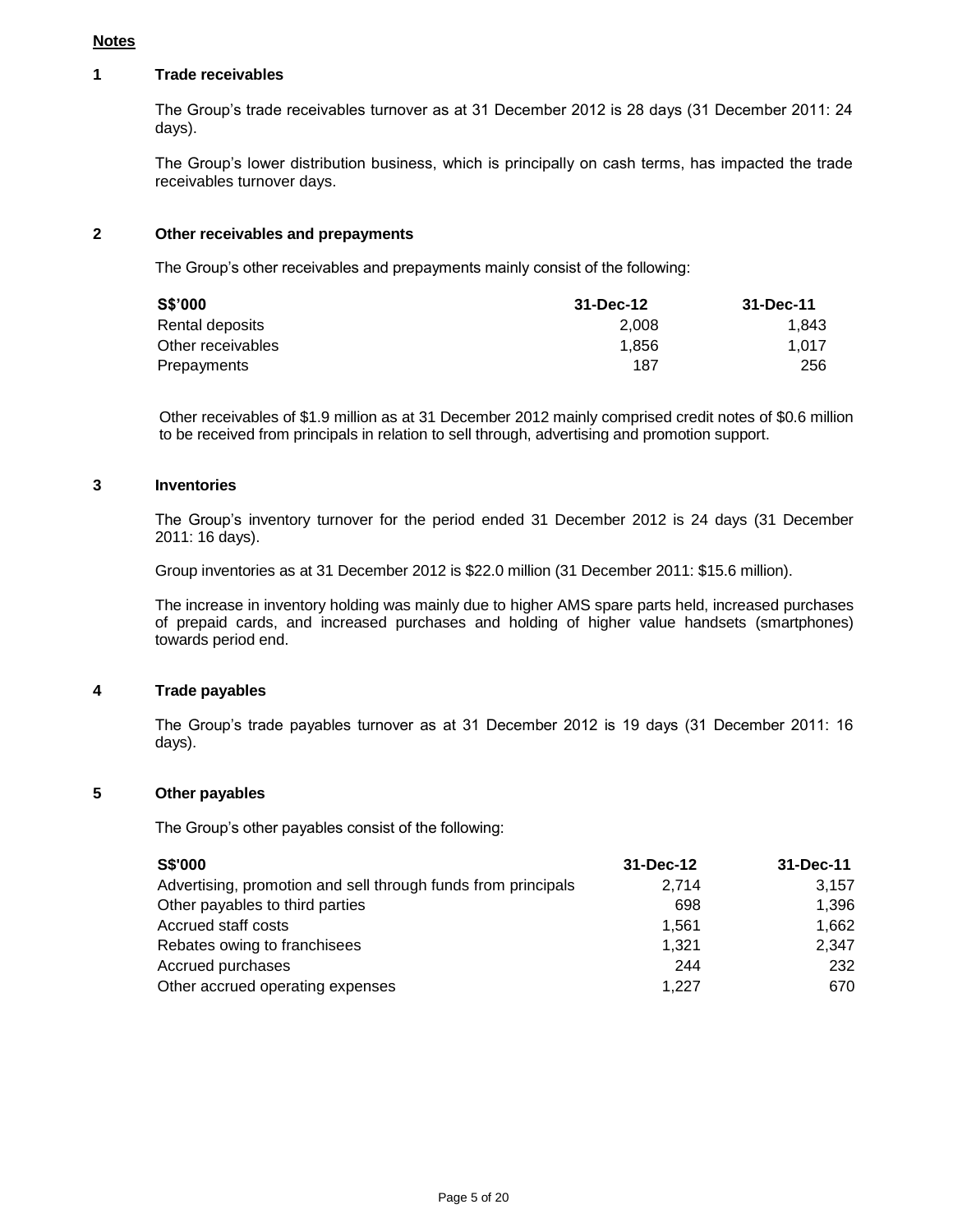## Notes

### 1 Trade receivables

The Group's trade receivables turnover as at 31 December 2012 is 28 days (31 December 2011: 24 days).

The Group's lower distribution business, which is principally on cash terms, has impacted the trade receivables turnover days.

### 2 Other receivables and prepayments

The Group's other receivables and prepayments mainly consist of the following:

| S$'000 | 31-Dec-12 | 31-Dec-11 |
|---|---|---|
| Rental deposits | 2,008 | 1,843 |
| Other receivables | 1,856 | 1,017 |
| Prepayments | 187 | 256 |

Other receivables of $1.9 million as at 31 December 2012 mainly comprised credit notes of $0.6 million to be received from principals in relation to sell through, advertising and promotion support.

### 3 Inventories

The Group's inventory turnover for the period ended 31 December 2012 is 24 days (31 December 2011: 16 days).

Group inventories as at 31 December 2012 is $22.0 million (31 December 2011: $15.6 million).

The increase in inventory holding was mainly due to higher AMS spare parts held, increased purchases of prepaid cards, and increased purchases and holding of higher value handsets (smartphones) towards period end.

### 4 Trade payables

The Group's trade payables turnover as at 31 December 2012 is 19 days (31 December 2011: 16 days).

### 5 Other payables

The Group's other payables consist of the following:

| S$'000 | 31-Dec-12 | 31-Dec-11 |
|---|---|---|
| Advertising, promotion and sell through funds from principals | 2,714 | 3,157 |
| Other payables to third parties | 698 | 1,396 |
| Accrued staff costs | 1,561 | 1,662 |
| Rebates owing to franchisees | 1,321 | 2,347 |
| Accrued purchases | 244 | 232 |
| Other accrued operating expenses | 1,227 | 670 |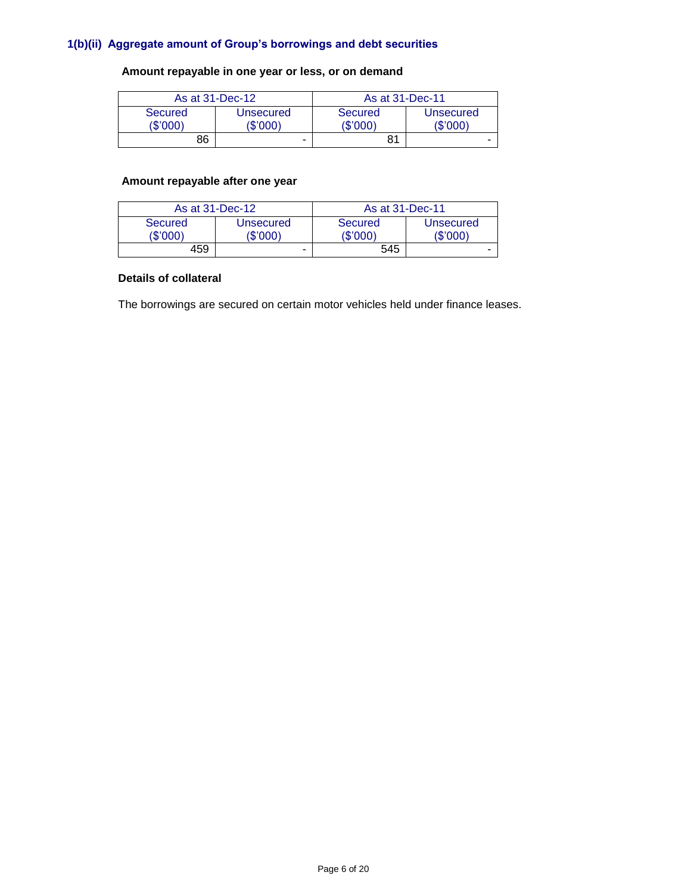### 1(b)(ii) Aggregate amount of Group's borrowings and debt securities

**Amount repayable in one year or less, or on demand**

| As at 31-Dec-12 | | As at 31-Dec-11 | |
|---|---|---|---|
| Secured ($'000) | Unsecured ($'000) | Secured ($'000) | Unsecured ($'000) |
| 86 | - | 81 | - |

**Amount repayable after one year**

| As at 31-Dec-12 | | As at 31-Dec-11 | |
|---|---|---|---|
| Secured ($'000) | Unsecured ($'000) | Secured ($'000) | Unsecured ($'000) |
| 459 | - | 545 | - |

**Details of collateral**

The borrowings are secured on certain motor vehicles held under finance leases.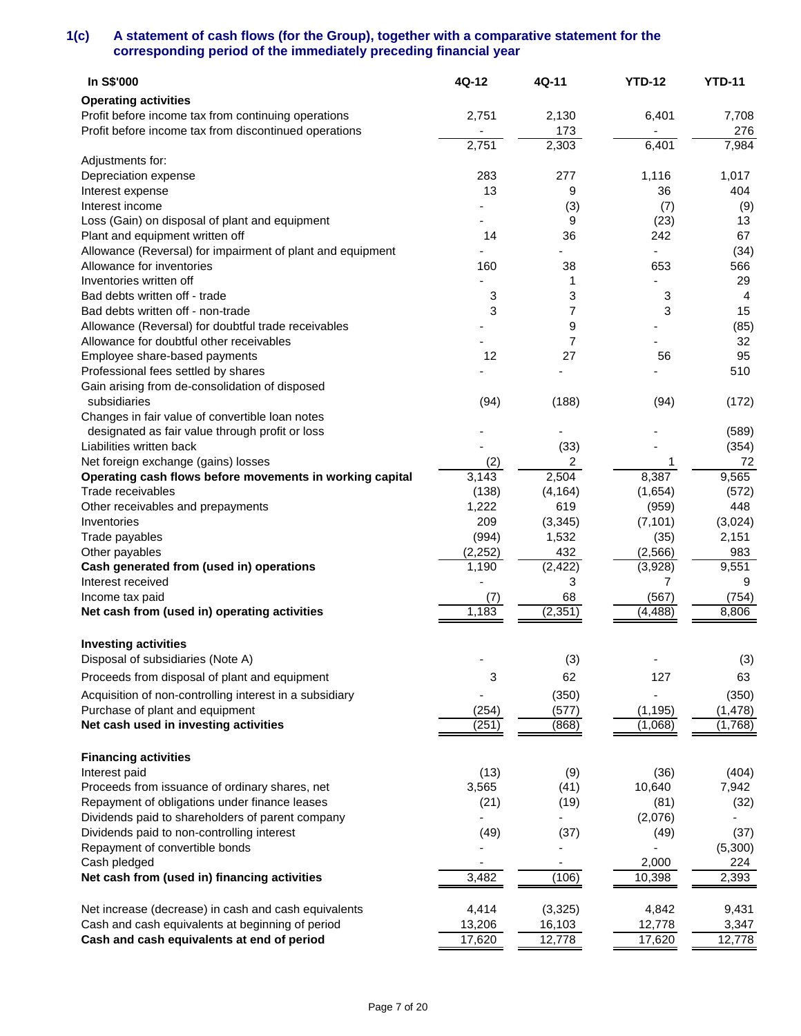### 1(c) A statement of cash flows (for the Group), together with a comparative statement for the corresponding period of the immediately preceding financial year

| In S$'000 | 4Q-12 | 4Q-11 | YTD-12 | YTD-11 |
|---|---|---|---|---|
| **Operating activities** | | | | |
| Profit before income tax from continuing operations | 2,751 | 2,130 | 6,401 | 7,708 |
| Profit before income tax from discontinued operations | - | 173 | - | 276 |
| | 2,751 | 2,303 | 6,401 | 7,984 |
| Adjustments for: | | | | |
| Depreciation expense | 283 | 277 | 1,116 | 1,017 |
| Interest expense | 13 | 9 | 36 | 404 |
| Interest income | - | (3) | (7) | (9) |
| Loss (Gain) on disposal of plant and equipment | - | 9 | (23) | 13 |
| Plant and equipment written off | 14 | 36 | 242 | 67 |
| Allowance (Reversal) for impairment of plant and equipment | - | - | - | (34) |
| Allowance for inventories | 160 | 38 | 653 | 566 |
| Inventories written off | - | 1 | - | 29 |
| Bad debts written off - trade | 3 | 3 | 3 | 4 |
| Bad debts written off - non-trade | 3 | 7 | 3 | 15 |
| Allowance (Reversal) for doubtful trade receivables | - | 9 | - | (85) |
| Allowance for doubtful other receivables | - | 7 | - | 32 |
| Employee share-based payments | 12 | 27 | 56 | 95 |
| Professional fees settled by shares | - | - | - | 510 |
| Gain arising from de-consolidation of disposed subsidiaries | (94) | (188) | (94) | (172) |
| Changes in fair value of convertible loan notes designated as fair value through profit or loss | - | - | - | (589) |
| Liabilities written back | - | (33) | - | (354) |
| Net foreign exchange (gains) losses | (2) | 2 | 1 | 72 |
| **Operating cash flows before movements in working capital** | 3,143 | 2,504 | 8,387 | 9,565 |
| Trade receivables | (138) | (4,164) | (1,654) | (572) |
| Other receivables and prepayments | 1,222 | 619 | (959) | 448 |
| Inventories | 209 | (3,345) | (7,101) | (3,024) |
| Trade payables | (994) | 1,532 | (35) | 2,151 |
| Other payables | (2,252) | 432 | (2,566) | 983 |
| **Cash generated from (used in) operations** | 1,190 | (2,422) | (3,928) | 9,551 |
| Interest received | - | 3 | 7 | 9 |
| Income tax paid | (7) | 68 | (567) | (754) |
| **Net cash from (used in) operating activities** | 1,183 | (2,351) | (4,488) | 8,806 |
| | | | | |
| **Investing activities** | | | | |
| Disposal of subsidiaries (Note A) | - | (3) | - | (3) |
| Proceeds from disposal of plant and equipment | 3 | 62 | 127 | 63 |
| Acquisition of non-controlling interest in a subsidiary | - | (350) | - | (350) |
| Purchase of plant and equipment | (254) | (577) | (1,195) | (1,478) |
| **Net cash used in investing activities** | (251) | (868) | (1,068) | (1,768) |
| | | | | |
| **Financing activities** | | | | |
| Interest paid | (13) | (9) | (36) | (404) |
| Proceeds from issuance of ordinary shares, net | 3,565 | (41) | 10,640 | 7,942 |
| Repayment of obligations under finance leases | (21) | (19) | (81) | (32) |
| Dividends paid to shareholders of parent company | - | - | (2,076) | - |
| Dividends paid to non-controlling interest | (49) | (37) | (49) | (37) |
| Repayment of convertible bonds | - | - | - | (5,300) |
| Cash pledged | - | - | 2,000 | 224 |
| **Net cash from (used in) financing activities** | 3,482 | (106) | 10,398 | 2,393 |
| | | | | |
| Net increase (decrease) in cash and cash equivalents | 4,414 | (3,325) | 4,842 | 9,431 |
| Cash and cash equivalents at beginning of period | 13,206 | 16,103 | 12,778 | 3,347 |
| **Cash and cash equivalents at end of period** | 17,620 | 12,778 | 17,620 | 12,778 |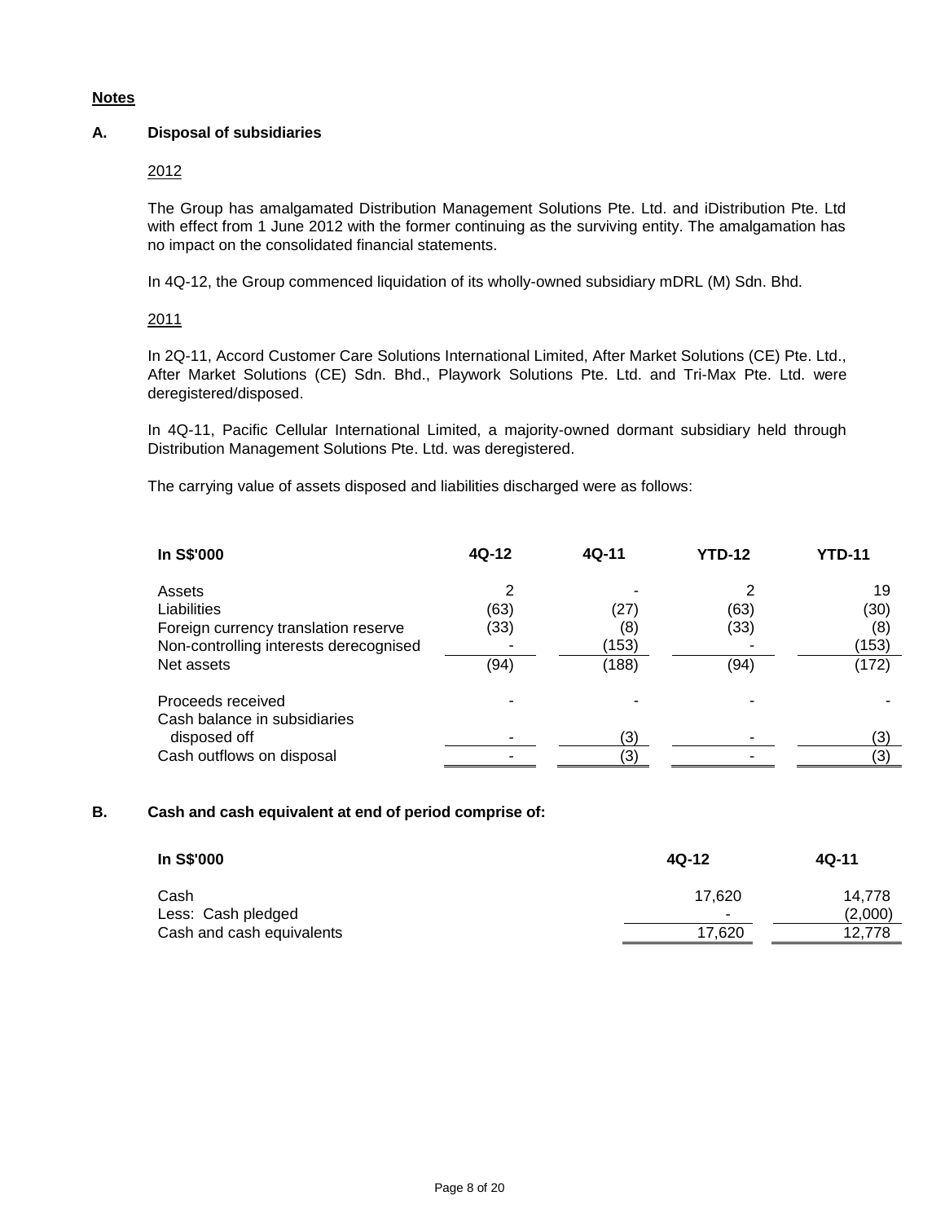**Notes**

**A. Disposal of subsidiaries**

2012

The Group has amalgamated Distribution Management Solutions Pte. Ltd. and iDistribution Pte. Ltd with effect from 1 June 2012 with the former continuing as the surviving entity. The amalgamation has no impact on the consolidated financial statements.

In 4Q-12, the Group commenced liquidation of its wholly-owned subsidiary mDRL (M) Sdn. Bhd.

2011

In 2Q-11, Accord Customer Care Solutions International Limited, After Market Solutions (CE) Pte. Ltd., After Market Solutions (CE) Sdn. Bhd., Playwork Solutions Pte. Ltd. and Tri-Max Pte. Ltd. were deregistered/disposed.

In 4Q-11, Pacific Cellular International Limited, a majority-owned dormant subsidiary held through Distribution Management Solutions Pte. Ltd. was deregistered.

The carrying value of assets disposed and liabilities discharged were as follows:

| In S$'000 | 4Q-12 | 4Q-11 | YTD-12 | YTD-11 |
|---|---|---|---|---|
| Assets | 2 | - | 2 | 19 |
| Liabilities | (63) | (27) | (63) | (30) |
| Foreign currency translation reserve | (33) | (8) | (33) | (8) |
| Non-controlling interests derecognised | - | (153) | - | (153) |
| Net assets | (94) | (188) | (94) | (172) |
| Proceeds received | - | - | - | - |
| Cash balance in subsidiaries disposed off | - | (3) | - | (3) |
| Cash outflows on disposal | - | (3) | - | (3) |

**B. Cash and cash equivalent at end of period comprise of:**

| In S$'000 | 4Q-12 | 4Q-11 |
|---|---|---|
| Cash | 17,620 | 14,778 |
| Less: Cash pledged | - | (2,000) |
| Cash and cash equivalents | 17,620 | 12,778 |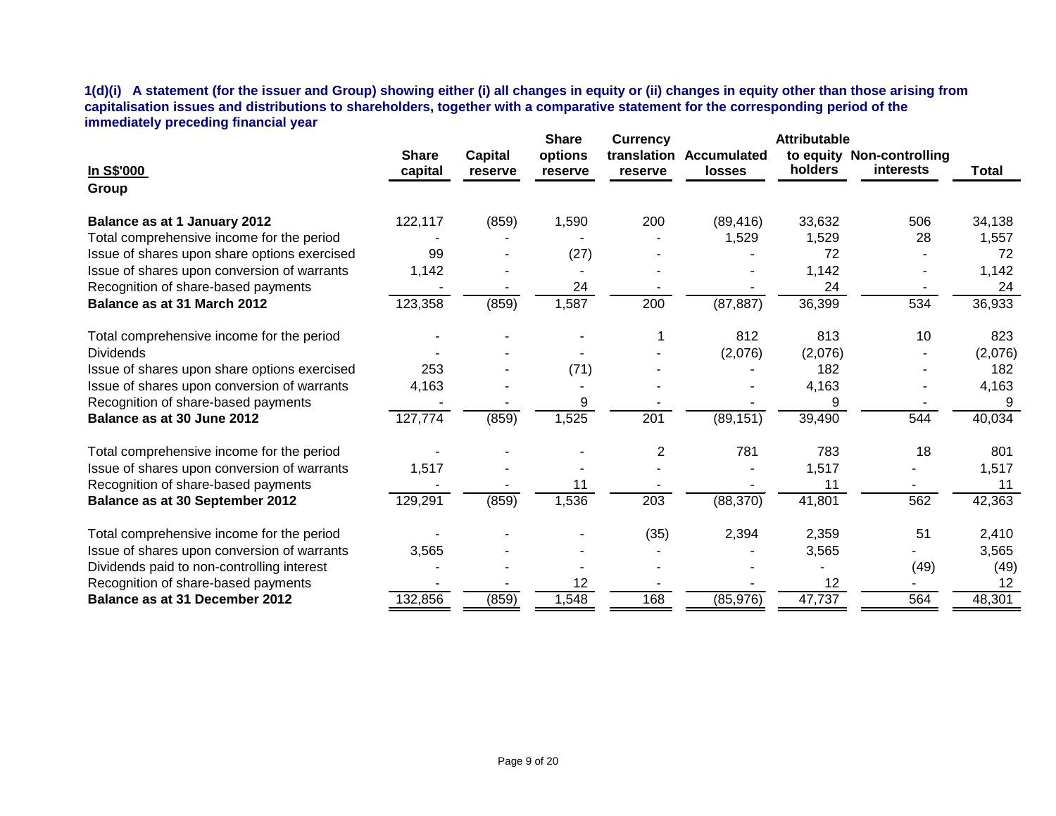**1(d)(i) A statement (for the issuer and Group) showing either (i) all changes in equity or (ii) changes in equity other than those arising from capitalisation issues and distributions to shareholders, together with a comparative statement for the corresponding period of the immediately preceding financial year**

| In S$'000 | Share capital | Capital reserve | Share options reserve | Currency translation reserve | Accumulated losses | Attributable to equity holders | Non-controlling interests | Total |
|---|---|---|---|---|---|---|---|---|
| **Group** | | | | | | | | |
| **Balance as at 1 January 2012** | 122,117 | (859) | 1,590 | 200 | (89,416) | 33,632 | 506 | 34,138 |
| Total comprehensive income for the period | - | - | - | - | 1,529 | 1,529 | 28 | 1,557 |
| Issue of shares upon share options exercised | 99 | - | (27) | - | - | 72 | - | 72 |
| Issue of shares upon conversion of warrants | 1,142 | - | - | - | - | 1,142 | - | 1,142 |
| Recognition of share-based payments | - | - | 24 | - | - | 24 | - | 24 |
| **Balance as at 31 March 2012** | 123,358 | (859) | 1,587 | 200 | (87,887) | 36,399 | 534 | 36,933 |
| Total comprehensive income for the period | - | - | - | 1 | 812 | 813 | 10 | 823 |
| Dividends | - | - | - | - | (2,076) | (2,076) | - | (2,076) |
| Issue of shares upon share options exercised | 253 | - | (71) | - | - | 182 | - | 182 |
| Issue of shares upon conversion of warrants | 4,163 | - | - | - | - | 4,163 | - | 4,163 |
| Recognition of share-based payments | - | - | 9 | - | - | 9 | - | 9 |
| **Balance as at 30 June 2012** | 127,774 | (859) | 1,525 | 201 | (89,151) | 39,490 | 544 | 40,034 |
| Total comprehensive income for the period | - | - | - | 2 | 781 | 783 | 18 | 801 |
| Issue of shares upon conversion of warrants | 1,517 | - | - | - | - | 1,517 | - | 1,517 |
| Recognition of share-based payments | - | - | 11 | - | - | 11 | - | 11 |
| **Balance as at 30 September 2012** | 129,291 | (859) | 1,536 | 203 | (88,370) | 41,801 | 562 | 42,363 |
| Total comprehensive income for the period | - | - | - | (35) | 2,394 | 2,359 | 51 | 2,410 |
| Issue of shares upon conversion of warrants | 3,565 | - | - | - | - | 3,565 | - | 3,565 |
| Dividends paid to non-controlling interest | - | - | - | - | - | - | (49) | (49) |
| Recognition of share-based payments | - | - | 12 | - | - | 12 | - | 12 |
| **Balance as at 31 December 2012** | 132,856 | (859) | 1,548 | 168 | (85,976) | 47,737 | 564 | 48,301 |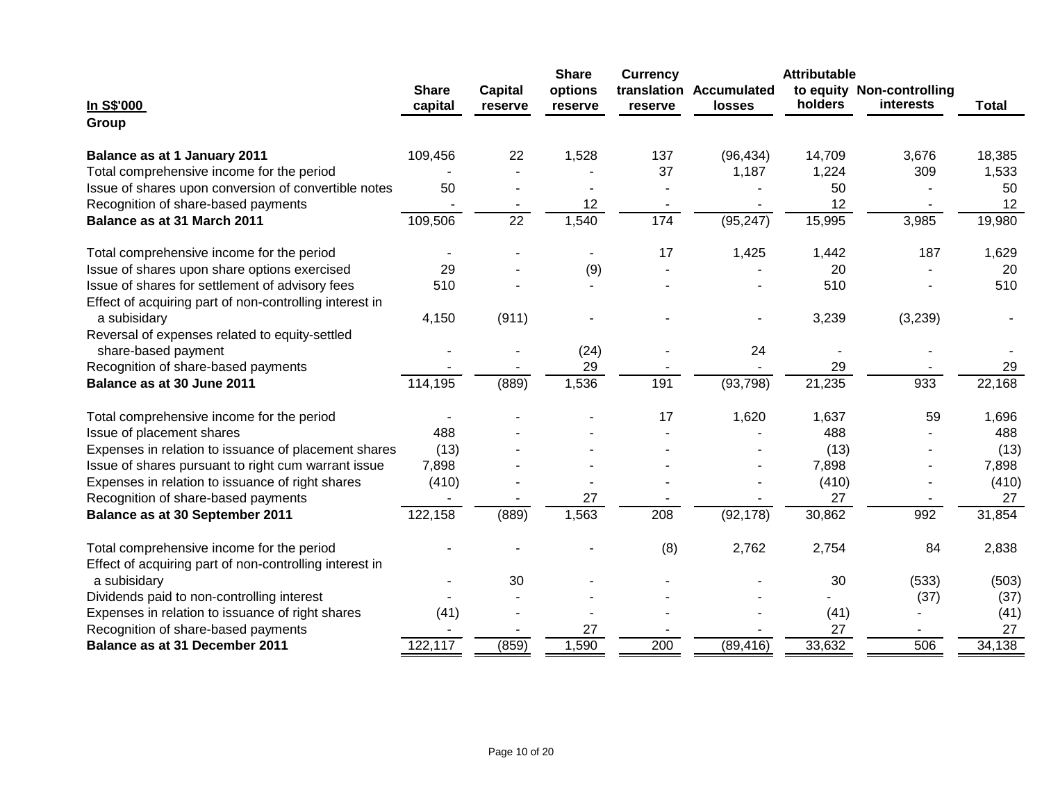| In S$'000 | Share capital | Capital reserve | Share options reserve | Currency translation reserve | Accumulated losses | Attributable to equity holders | Non-controlling interests | Total |
|---|---|---|---|---|---|---|---|---|
| **Group** | | | | | | | | |
| **Balance as at 1 January 2011** | 109,456 | 22 | 1,528 | 137 | (96,434) | 14,709 | 3,676 | 18,385 |
| Total comprehensive income for the period | - | - | - | 37 | 1,187 | 1,224 | 309 | 1,533 |
| Issue of shares upon conversion of convertible notes | 50 | - | - | - | - | 50 | - | 50 |
| Recognition of share-based payments | - | - | 12 | - | - | 12 | - | 12 |
| **Balance as at 31 March 2011** | 109,506 | 22 | 1,540 | 174 | (95,247) | 15,995 | 3,985 | 19,980 |
| Total comprehensive income for the period | - | - | - | 17 | 1,425 | 1,442 | 187 | 1,629 |
| Issue of shares upon share options exercised | 29 | - | (9) | - | - | 20 | - | 20 |
| Issue of shares for settlement of advisory fees | 510 | - | - | - | - | 510 | - | 510 |
| Effect of acquiring part of non-controlling interest in a subisidary | 4,150 | (911) | - | - | - | 3,239 | (3,239) | - |
| Reversal of expenses related to equity-settled share-based payment | - | - | (24) | - | 24 | - | - | - |
| Recognition of share-based payments | - | - | 29 | - | - | 29 | - | 29 |
| **Balance as at 30 June 2011** | 114,195 | (889) | 1,536 | 191 | (93,798) | 21,235 | 933 | 22,168 |
| Total comprehensive income for the period | - | - | - | 17 | 1,620 | 1,637 | 59 | 1,696 |
| Issue of placement shares | 488 | - | - | - | - | 488 | - | 488 |
| Expenses in relation to issuance of placement shares | (13) | - | - | - | - | (13) | - | (13) |
| Issue of shares pursuant to right cum warrant issue | 7,898 | - | - | - | - | 7,898 | - | 7,898 |
| Expenses in relation to issuance of right shares | (410) | - | - | - | - | (410) | - | (410) |
| Recognition of share-based payments | - | - | 27 | - | - | 27 | - | 27 |
| **Balance as at 30 September 2011** | 122,158 | (889) | 1,563 | 208 | (92,178) | 30,862 | 992 | 31,854 |
| Total comprehensive income for the period | - | - | - | (8) | 2,762 | 2,754 | 84 | 2,838 |
| Effect of acquiring part of non-controlling interest in a subisidary | - | 30 | - | - | - | 30 | (533) | (503) |
| Dividends paid to non-controlling interest | - | - | - | - | - | - | (37) | (37) |
| Expenses in relation to issuance of right shares | (41) | - | - | - | - | (41) | - | (41) |
| Recognition of share-based payments | - | - | 27 | - | - | 27 | - | 27 |
| **Balance as at 31 December 2011** | 122,117 | (859) | 1,590 | 200 | (89,416) | 33,632 | 506 | 34,138 |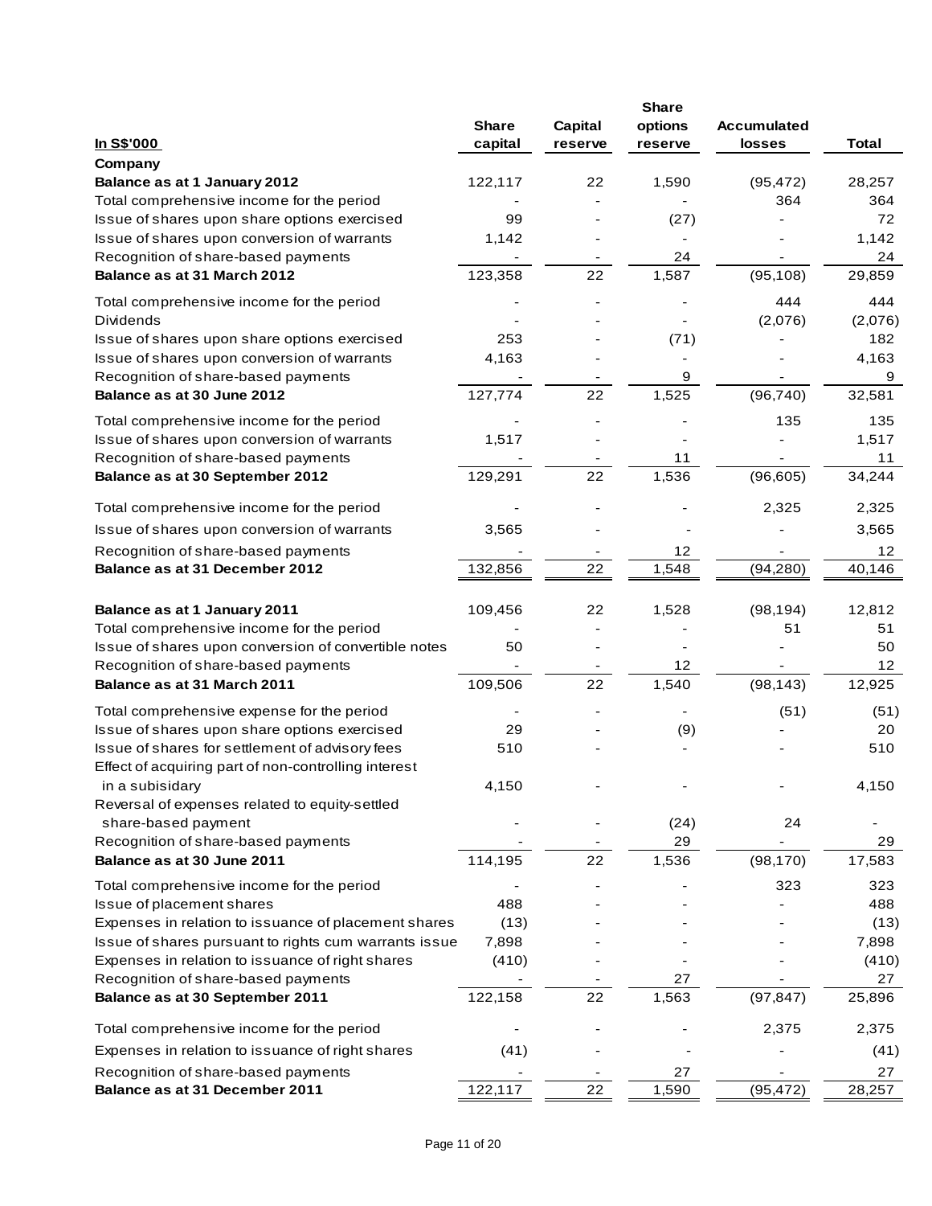| In S$'000 | Share capital | Capital reserve | Share options reserve | Accumulated losses | Total |
|---|---|---|---|---|---|
| **Company** | | | | | |
| **Balance as at 1 January 2012** | 122,117 | 22 | 1,590 | (95,472) | 28,257 |
| Total comprehensive income for the period | - | - | - | 364 | 364 |
| Issue of shares upon share options exercised | 99 | - | (27) | - | 72 |
| Issue of shares upon conversion of warrants | 1,142 | - | - | - | 1,142 |
| Recognition of share-based payments | - | - | 24 | - | 24 |
| **Balance as at 31 March 2012** | 123,358 | 22 | 1,587 | (95,108) | 29,859 |
| Total comprehensive income for the period | - | - | - | 444 | 444 |
| Dividends | - | - | - | (2,076) | (2,076) |
| Issue of shares upon share options exercised | 253 | - | (71) | - | 182 |
| Issue of shares upon conversion of warrants | 4,163 | - | - | - | 4,163 |
| Recognition of share-based payments | - | - | 9 | - | 9 |
| **Balance as at 30 June 2012** | 127,774 | 22 | 1,525 | (96,740) | 32,581 |
| Total comprehensive income for the period | - | - | - | 135 | 135 |
| Issue of shares upon conversion of warrants | 1,517 | - | - | - | 1,517 |
| Recognition of share-based payments | - | - | 11 | - | 11 |
| **Balance as at 30 September 2012** | 129,291 | 22 | 1,536 | (96,605) | 34,244 |
| Total comprehensive income for the period | - | - | - | 2,325 | 2,325 |
| Issue of shares upon conversion of warrants | 3,565 | - | - | - | 3,565 |
| Recognition of share-based payments | - | - | 12 | - | 12 |
| **Balance as at 31 December 2012** | 132,856 | 22 | 1,548 | (94,280) | 40,146 |
| | | | | | |
| **Balance as at 1 January 2011** | 109,456 | 22 | 1,528 | (98,194) | 12,812 |
| Total comprehensive income for the period | - | - | - | 51 | 51 |
| Issue of shares upon conversion of convertible notes | 50 | - | - | - | 50 |
| Recognition of share-based payments | - | - | 12 | - | 12 |
| **Balance as at 31 March 2011** | 109,506 | 22 | 1,540 | (98,143) | 12,925 |
| Total comprehensive expense for the period | - | - | - | (51) | (51) |
| Issue of shares upon share options exercised | 29 | - | (9) | - | 20 |
| Issue of shares for settlement of advisory fees | 510 | - | - | - | 510 |
| Effect of acquiring part of non-controlling interest in a subisidary | 4,150 | - | - | - | 4,150 |
| Reversal of expenses related to equity-settled share-based payment | - | - | (24) | 24 | - |
| Recognition of share-based payments | - | - | 29 | - | 29 |
| **Balance as at 30 June 2011** | 114,195 | 22 | 1,536 | (98,170) | 17,583 |
| Total comprehensive income for the period | - | - | - | 323 | 323 |
| Issue of placement shares | 488 | - | - | - | 488 |
| Expenses in relation to issuance of placement shares | (13) | - | - | - | (13) |
| Issue of shares pursuant to rights cum warrants issue | 7,898 | - | - | - | 7,898 |
| Expenses in relation to issuance of right shares | (410) | - | - | - | (410) |
| Recognition of share-based payments | - | - | 27 | - | 27 |
| **Balance as at 30 September 2011** | 122,158 | 22 | 1,563 | (97,847) | 25,896 |
| Total comprehensive income for the period | - | - | - | 2,375 | 2,375 |
| Expenses in relation to issuance of right shares | (41) | - | - | - | (41) |
| Recognition of share-based payments | - | - | 27 | - | 27 |
| **Balance as at 31 December 2011** | 122,117 | 22 | 1,590 | (95,472) | 28,257 |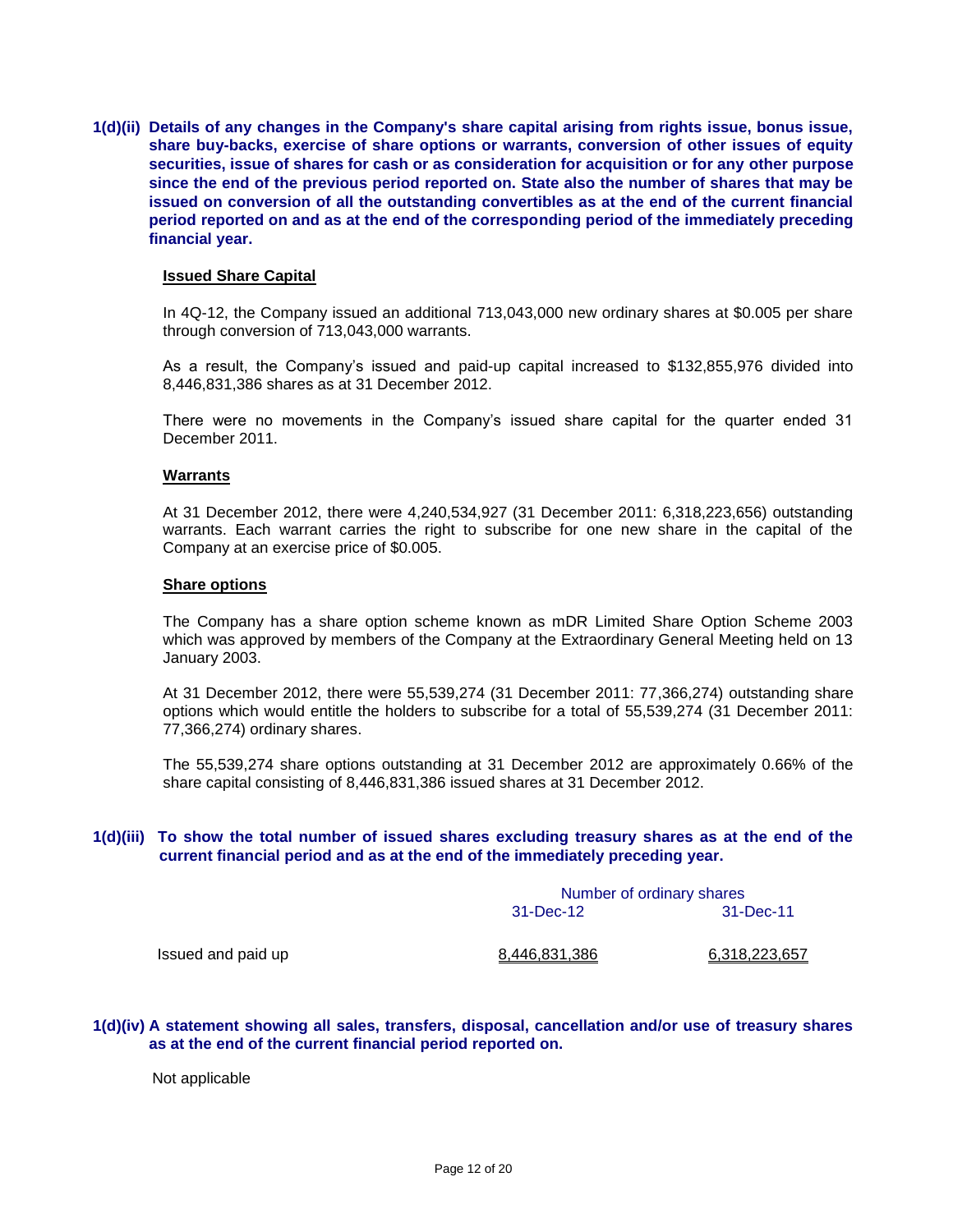**1(d)(ii) Details of any changes in the Company's share capital arising from rights issue, bonus issue, share buy-backs, exercise of share options or warrants, conversion of other issues of equity securities, issue of shares for cash or as consideration for acquisition or for any other purpose since the end of the previous period reported on. State also the number of shares that may be issued on conversion of all the outstanding convertibles as at the end of the current financial period reported on and as at the end of the corresponding period of the immediately preceding financial year.**

**Issued Share Capital**

In 4Q-12, the Company issued an additional 713,043,000 new ordinary shares at $0.005 per share through conversion of 713,043,000 warrants.

As a result, the Company's issued and paid-up capital increased to $132,855,976 divided into 8,446,831,386 shares as at 31 December 2012.

There were no movements in the Company's issued share capital for the quarter ended 31 December 2011.

**Warrants**

At 31 December 2012, there were 4,240,534,927 (31 December 2011: 6,318,223,656) outstanding warrants. Each warrant carries the right to subscribe for one new share in the capital of the Company at an exercise price of $0.005.

**Share options**

The Company has a share option scheme known as mDR Limited Share Option Scheme 2003 which was approved by members of the Company at the Extraordinary General Meeting held on 13 January 2003.

At 31 December 2012, there were 55,539,274 (31 December 2011: 77,366,274) outstanding share options which would entitle the holders to subscribe for a total of 55,539,274 (31 December 2011: 77,366,274) ordinary shares.

The 55,539,274 share options outstanding at 31 December 2012 are approximately 0.66% of the share capital consisting of 8,446,831,386 issued shares at 31 December 2012.

**1(d)(iii) To show the total number of issued shares excluding treasury shares as at the end of the current financial period and as at the end of the immediately preceding year.**

| | Number of ordinary shares | |
|---|---|---|
| | 31-Dec-12 | 31-Dec-11 |
| Issued and paid up | 8,446,831,386 | 6,318,223,657 |

**1(d)(iv) A statement showing all sales, transfers, disposal, cancellation and/or use of treasury shares as at the end of the current financial period reported on.**

Not applicable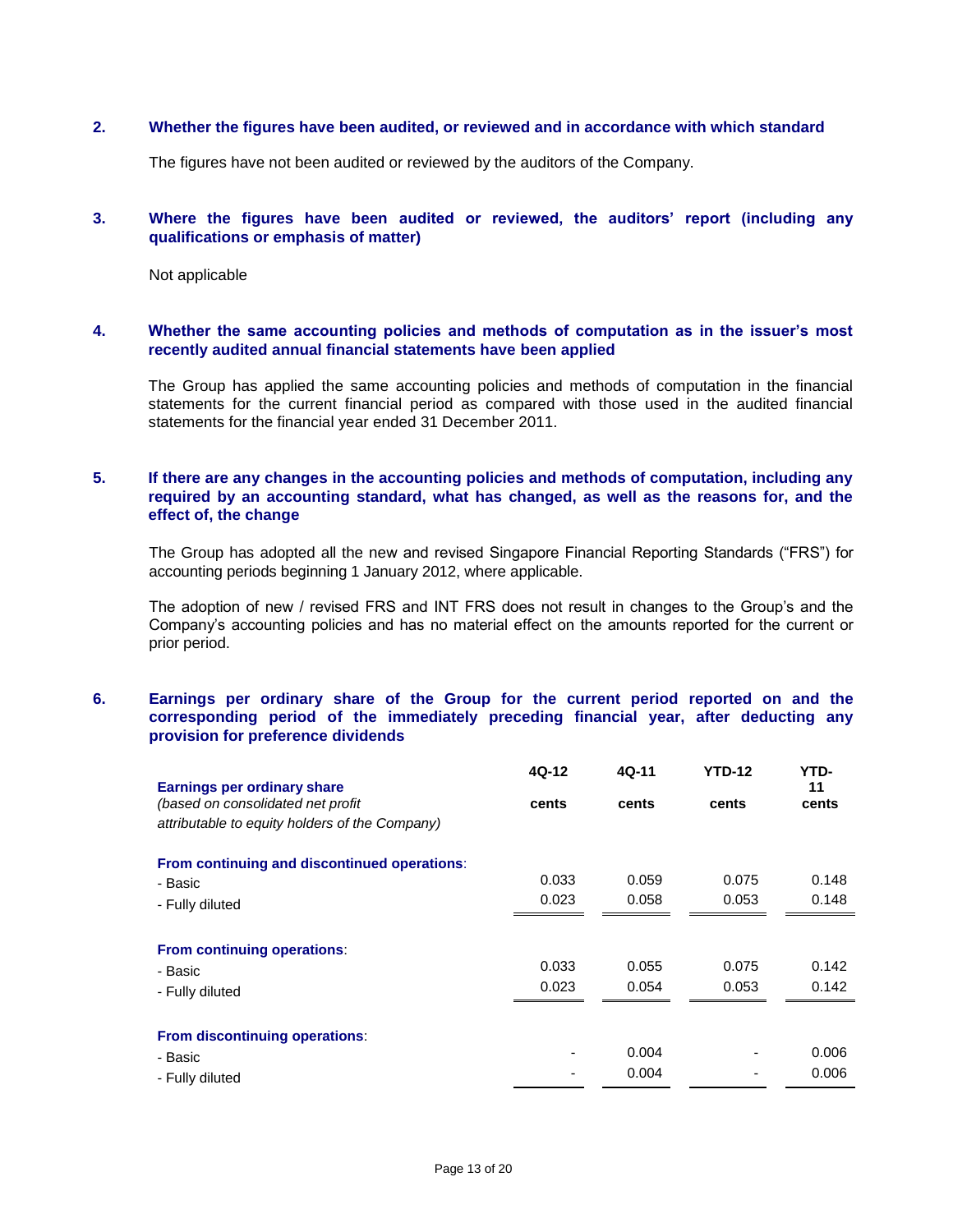## 2. Whether the figures have been audited, or reviewed and in accordance with which standard

The figures have not been audited or reviewed by the auditors of the Company.

## 3. Where the figures have been audited or reviewed, the auditors' report (including any qualifications or emphasis of matter)

Not applicable

## 4. Whether the same accounting policies and methods of computation as in the issuer's most recently audited annual financial statements have been applied

The Group has applied the same accounting policies and methods of computation in the financial statements for the current financial period as compared with those used in the audited financial statements for the financial year ended 31 December 2011.

## 5. If there are any changes in the accounting policies and methods of computation, including any required by an accounting standard, what has changed, as well as the reasons for, and the effect of, the change

The Group has adopted all the new and revised Singapore Financial Reporting Standards ("FRS") for accounting periods beginning 1 January 2012, where applicable.

The adoption of new / revised FRS and INT FRS does not result in changes to the Group's and the Company's accounting policies and has no material effect on the amounts reported for the current or prior period.

## 6. Earnings per ordinary share of the Group for the current period reported on and the corresponding period of the immediately preceding financial year, after deducting any provision for preference dividends

| **Earnings per ordinary share** *(based on consolidated net profit attributable to equity holders of the Company)* | **4Q-12** **cents** | **4Q-11** **cents** | **YTD-12** **cents** | **YTD-11** **cents** |
|---|---|---|---|---|
| **From continuing and discontinued operations**: | | | | |
| - Basic | 0.033 | 0.059 | 0.075 | 0.148 |
| - Fully diluted | 0.023 | 0.058 | 0.053 | 0.148 |
| **From continuing operations**: | | | | |
| - Basic | 0.033 | 0.055 | 0.075 | 0.142 |
| - Fully diluted | 0.023 | 0.054 | 0.053 | 0.142 |
| **From discontinuing operations**: | | | | |
| - Basic | - | 0.004 | - | 0.006 |
| - Fully diluted | - | 0.004 | - | 0.006 |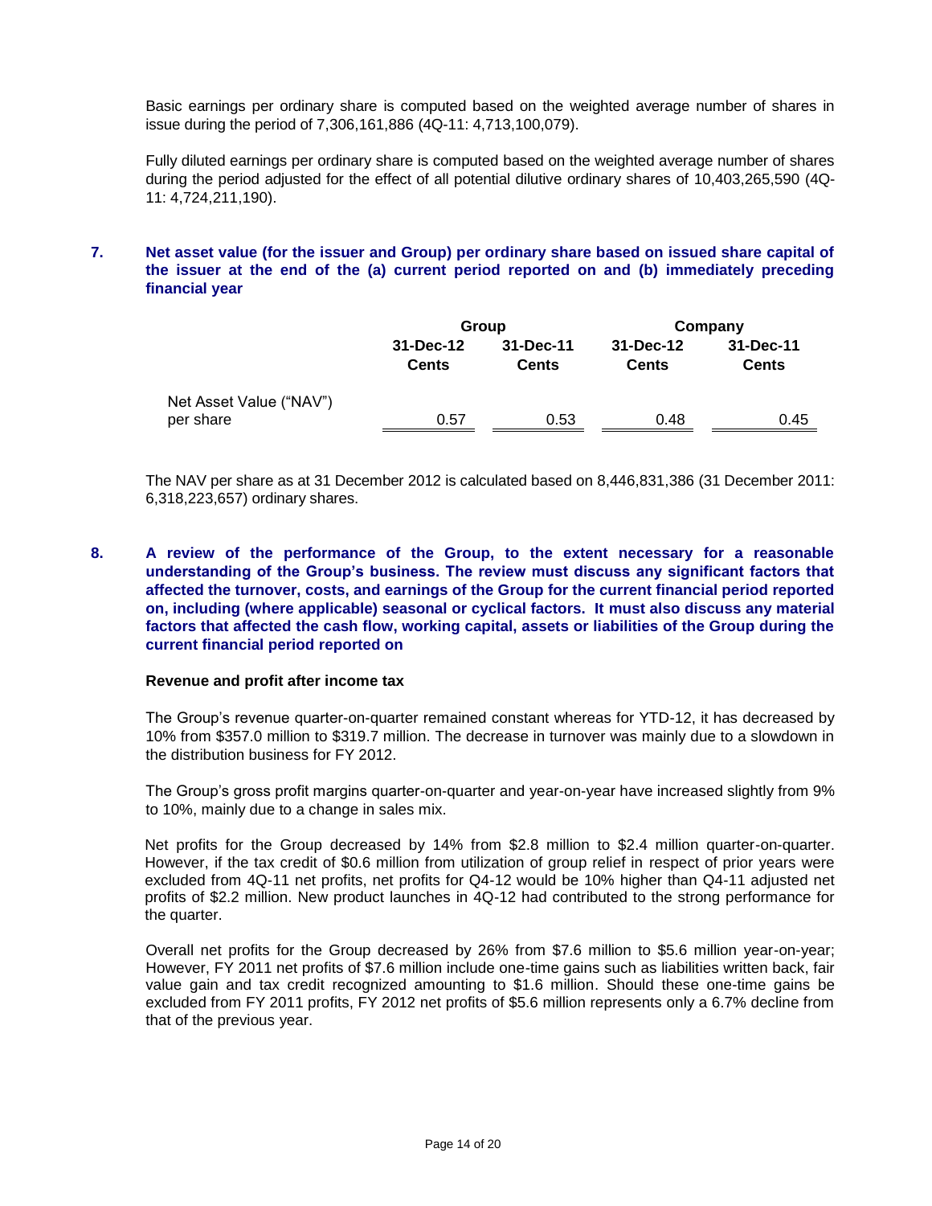Basic earnings per ordinary share is computed based on the weighted average number of shares in issue during the period of 7,306,161,886 (4Q-11: 4,713,100,079).

Fully diluted earnings per ordinary share is computed based on the weighted average number of shares during the period adjusted for the effect of all potential dilutive ordinary shares of 10,403,265,590 (4Q-11: 4,724,211,190).

## 7. Net asset value (for the issuer and Group) per ordinary share based on issued share capital of the issuer at the end of the (a) current period reported on and (b) immediately preceding financial year

| | Group | | Company | |
|---|---|---|---|---|
| | 31-Dec-12<br>Cents | 31-Dec-11<br>Cents | 31-Dec-12<br>Cents | 31-Dec-11<br>Cents |
| Net Asset Value ("NAV") per share | 0.57 | 0.53 | 0.48 | 0.45 |

The NAV per share as at 31 December 2012 is calculated based on 8,446,831,386 (31 December 2011: 6,318,223,657) ordinary shares.

## 8. A review of the performance of the Group, to the extent necessary for a reasonable understanding of the Group's business. The review must discuss any significant factors that affected the turnover, costs, and earnings of the Group for the current financial period reported on, including (where applicable) seasonal or cyclical factors. It must also discuss any material factors that affected the cash flow, working capital, assets or liabilities of the Group during the current financial period reported on

**Revenue and profit after income tax**

The Group's revenue quarter-on-quarter remained constant whereas for YTD-12, it has decreased by 10% from \$357.0 million to \$319.7 million. The decrease in turnover was mainly due to a slowdown in the distribution business for FY 2012.

The Group's gross profit margins quarter-on-quarter and year-on-year have increased slightly from 9% to 10%, mainly due to a change in sales mix.

Net profits for the Group decreased by 14% from \$2.8 million to \$2.4 million quarter-on-quarter. However, if the tax credit of \$0.6 million from utilization of group relief in respect of prior years were excluded from 4Q-11 net profits, net profits for Q4-12 would be 10% higher than Q4-11 adjusted net profits of \$2.2 million. New product launches in 4Q-12 had contributed to the strong performance for the quarter.

Overall net profits for the Group decreased by 26% from \$7.6 million to \$5.6 million year-on-year; However, FY 2011 net profits of \$7.6 million include one-time gains such as liabilities written back, fair value gain and tax credit recognized amounting to \$1.6 million. Should these one-time gains be excluded from FY 2011 profits, FY 2012 net profits of \$5.6 million represents only a 6.7% decline from that of the previous year.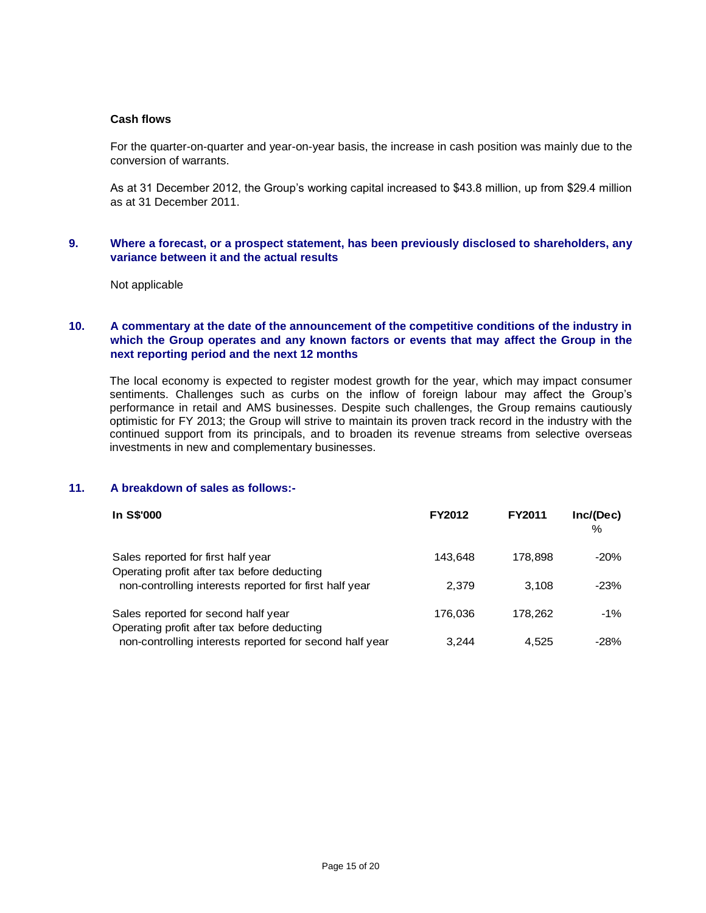**Cash flows**

For the quarter-on-quarter and year-on-year basis, the increase in cash position was mainly due to the conversion of warrants.

As at 31 December 2012, the Group's working capital increased to $43.8 million, up from $29.4 million as at 31 December 2011.

## 9. Where a forecast, or a prospect statement, has been previously disclosed to shareholders, any variance between it and the actual results

Not applicable

## 10. A commentary at the date of the announcement of the competitive conditions of the industry in which the Group operates and any known factors or events that may affect the Group in the next reporting period and the next 12 months

The local economy is expected to register modest growth for the year, which may impact consumer sentiments. Challenges such as curbs on the inflow of foreign labour may affect the Group's performance in retail and AMS businesses. Despite such challenges, the Group remains cautiously optimistic for FY 2013; the Group will strive to maintain its proven track record in the industry with the continued support from its principals, and to broaden its revenue streams from selective overseas investments in new and complementary businesses.

## 11. A breakdown of sales as follows:-

| In S$'000 | FY2012 | FY2011 | Inc/(Dec) % |
|---|---|---|---|
| Sales reported for first half year | 143,648 | 178,898 | -20% |
| Operating profit after tax before deducting non-controlling interests reported for first half year | 2,379 | 3,108 | -23% |
| Sales reported for second half year | 176,036 | 178,262 | -1% |
| Operating profit after tax before deducting non-controlling interests reported for second half year | 3,244 | 4,525 | -28% |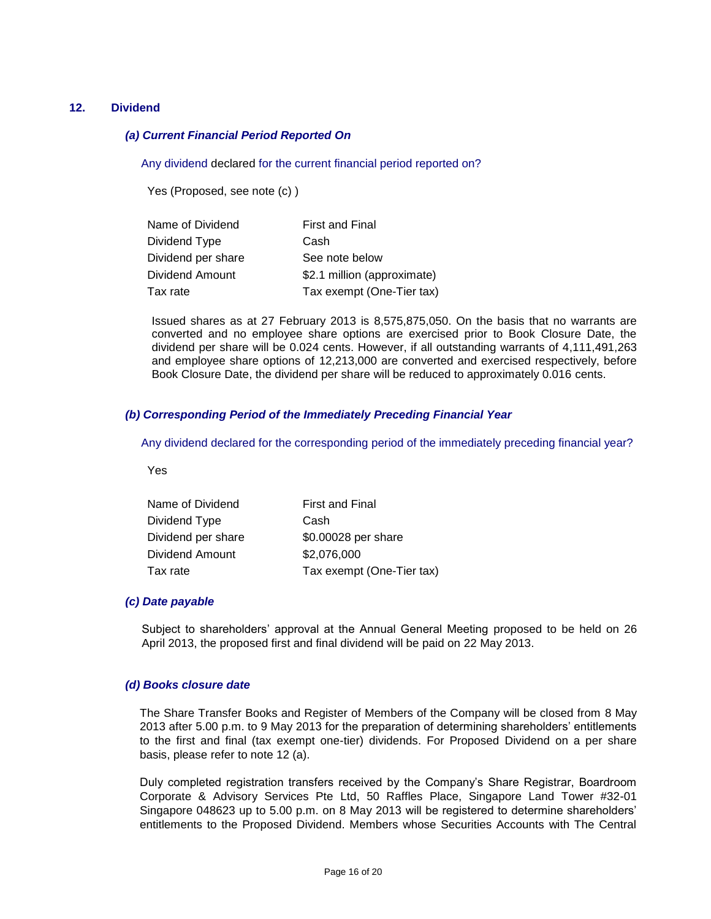## 12. Dividend

### *(a) Current Financial Period Reported On*

Any dividend declared for the current financial period reported on?

Yes (Proposed, see note (c) )

| | |
|---|---|
| Name of Dividend | First and Final |
| Dividend Type | Cash |
| Dividend per share | See note below |
| Dividend Amount | $2.1 million (approximate) |
| Tax rate | Tax exempt (One-Tier tax) |

Issued shares as at 27 February 2013 is 8,575,875,050. On the basis that no warrants are converted and no employee share options are exercised prior to Book Closure Date, the dividend per share will be 0.024 cents. However, if all outstanding warrants of 4,111,491,263 and employee share options of 12,213,000 are converted and exercised respectively, before Book Closure Date, the dividend per share will be reduced to approximately 0.016 cents.

### *(b) Corresponding Period of the Immediately Preceding Financial Year*

Any dividend declared for the corresponding period of the immediately preceding financial year?

Yes

| | |
|---|---|
| Name of Dividend | First and Final |
| Dividend Type | Cash |
| Dividend per share | $0.00028 per share |
| Dividend Amount | $2,076,000 |
| Tax rate | Tax exempt (One-Tier tax) |

### *(c) Date payable*

Subject to shareholders' approval at the Annual General Meeting proposed to be held on 26 April 2013, the proposed first and final dividend will be paid on 22 May 2013.

### *(d) Books closure date*

The Share Transfer Books and Register of Members of the Company will be closed from 8 May 2013 after 5.00 p.m. to 9 May 2013 for the preparation of determining shareholders' entitlements to the first and final (tax exempt one-tier) dividends. For Proposed Dividend on a per share basis, please refer to note 12 (a).

Duly completed registration transfers received by the Company's Share Registrar, Boardroom Corporate & Advisory Services Pte Ltd, 50 Raffles Place, Singapore Land Tower #32-01 Singapore 048623 up to 5.00 p.m. on 8 May 2013 will be registered to determine shareholders' entitlements to the Proposed Dividend. Members whose Securities Accounts with The Central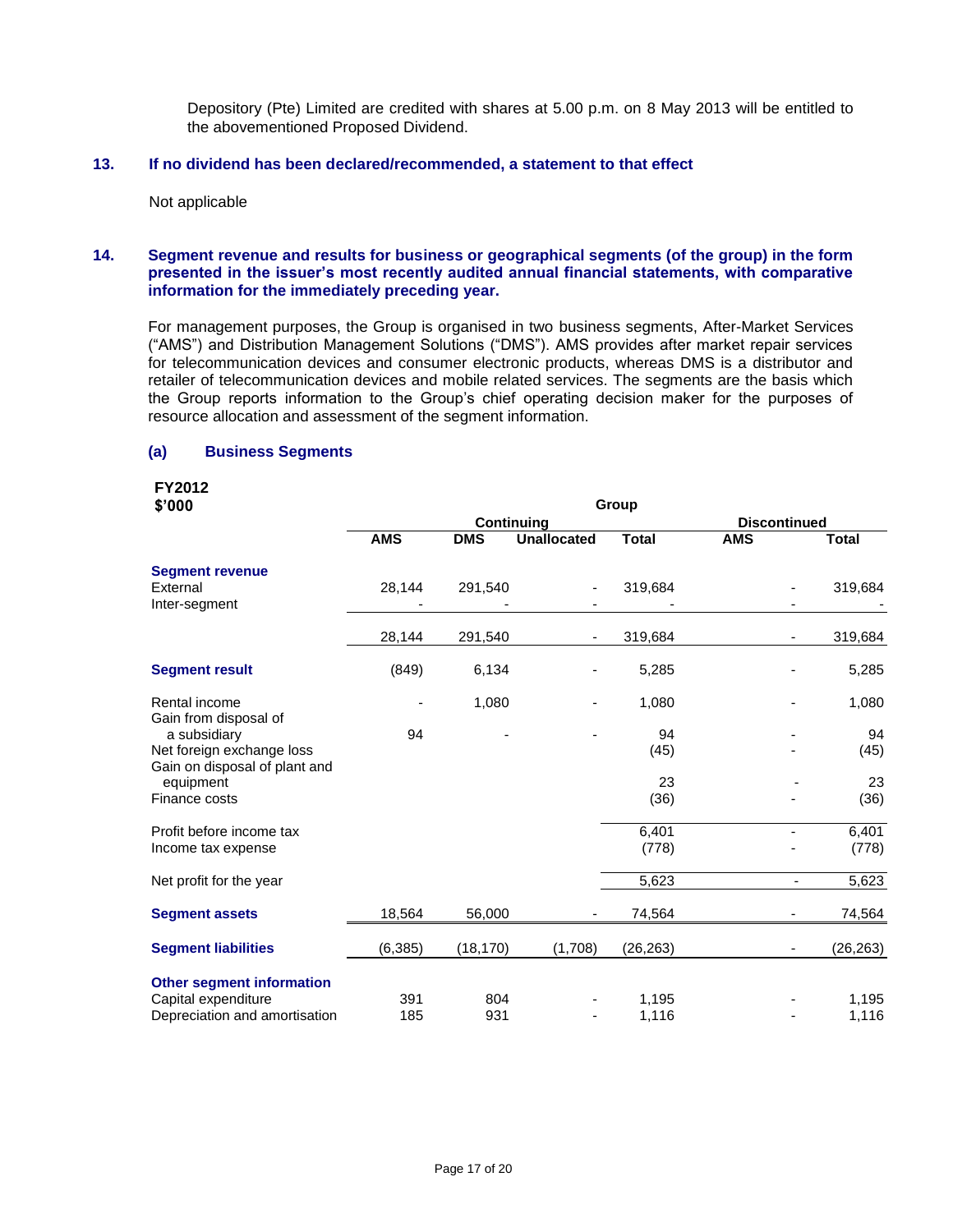Depository (Pte) Limited are credited with shares at 5.00 p.m. on 8 May 2013 will be entitled to the abovementioned Proposed Dividend.

## 13. If no dividend has been declared/recommended, a statement to that effect

Not applicable

## 14. Segment revenue and results for business or geographical segments (of the group) in the form presented in the issuer's most recently audited annual financial statements, with comparative information for the immediately preceding year.

For management purposes, the Group is organised in two business segments, After-Market Services ("AMS") and Distribution Management Solutions ("DMS"). AMS provides after market repair services for telecommunication devices and consumer electronic products, whereas DMS is a distributor and retailer of telecommunication devices and mobile related services. The segments are the basis which the Group reports information to the Group's chief operating decision maker for the purposes of resource allocation and assessment of the segment information.

### (a) Business Segments

**FY2012**
**$'000**

| | Group | | | | | |
|---|---|---|---|---|---|---|
| | Continuing | | | | Discontinued | |
| | AMS | DMS | Unallocated | Total | AMS | Total |
| **Segment revenue** | | | | | | |
| External | 28,144 | 291,540 | - | 319,684 | - | 319,684 |
| Inter-segment | - | - | - | - | - | - |
| | 28,144 | 291,540 | - | 319,684 | - | 319,684 |
| **Segment result** | (849) | 6,134 | - | 5,285 | - | 5,285 |
| Rental income | - | 1,080 | - | 1,080 | - | 1,080 |
| Gain from disposal of a subsidiary | 94 | - | - | 94 | - | 94 |
| Net foreign exchange loss | | | | (45) | - | (45) |
| Gain on disposal of plant and equipment | | | | 23 | - | 23 |
| Finance costs | | | | (36) | - | (36) |
| Profit before income tax | | | | 6,401 | - | 6,401 |
| Income tax expense | | | | (778) | - | (778) |
| Net profit for the year | | | | 5,623 | - | 5,623 |
| **Segment assets** | 18,564 | 56,000 | - | 74,564 | - | 74,564 |
| **Segment liabilities** | (6,385) | (18,170) | (1,708) | (26,263) | - | (26,263) |
| **Other segment information** | | | | | | |
| Capital expenditure | 391 | 804 | - | 1,195 | - | 1,195 |
| Depreciation and amortisation | 185 | 931 | - | 1,116 | - | 1,116 |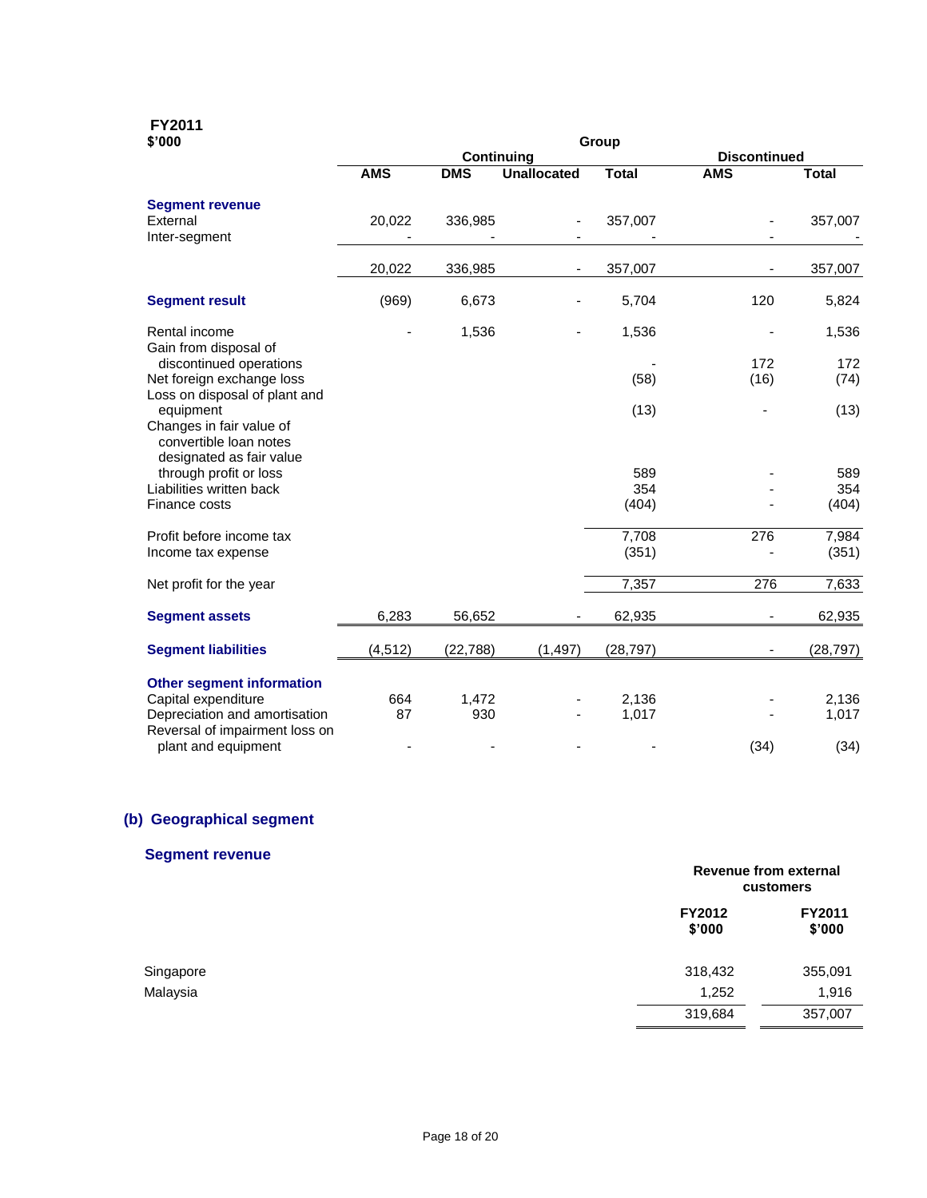**FY2011**

| \$'000 | Group | | | | | |
|---|---|---|---|---|---|---|
| | Continuing | | | | Discontinued | |
| | AMS | DMS | Unallocated | Total | AMS | Total |
| **Segment revenue** | | | | | | |
| External | 20,022 | 336,985 | - | 357,007 | - | 357,007 |
| Inter-segment | - | - | - | - | - | - |
| | 20,022 | 336,985 | - | 357,007 | - | 357,007 |
| **Segment result** | (969) | 6,673 | - | 5,704 | 120 | 5,824 |
| Rental income | - | 1,536 | - | 1,536 | - | 1,536 |
| Gain from disposal of discontinued operations | | | | - | 172 | 172 |
| Net foreign exchange loss | | | | (58) | (16) | (74) |
| Loss on disposal of plant and equipment | | | | (13) | - | (13) |
| Changes in fair value of convertible loan notes designated as fair value through profit or loss | | | | 589 | - | 589 |
| Liabilities written back | | | | 354 | - | 354 |
| Finance costs | | | | (404) | - | (404) |
| Profit before income tax | | | | 7,708 | 276 | 7,984 |
| Income tax expense | | | | (351) | - | (351) |
| Net profit for the year | | | | 7,357 | 276 | 7,633 |
| **Segment assets** | 6,283 | 56,652 | - | 62,935 | - | 62,935 |
| **Segment liabilities** | (4,512) | (22,788) | (1,497) | (28,797) | - | (28,797) |
| **Other segment information** | | | | | | |
| Capital expenditure | 664 | 1,472 | - | 2,136 | - | 2,136 |
| Depreciation and amortisation | 87 | 930 | - | 1,017 | - | 1,017 |
| Reversal of impairment loss on plant and equipment | - | - | - | - | (34) | (34) |

## (b) Geographical segment

### Segment revenue

| | Revenue from external customers | |
|---|---|---|
| | FY2012 \$'000 | FY2011 \$'000 |
| Singapore | 318,432 | 355,091 |
| Malaysia | 1,252 | 1,916 |
| | 319,684 | 357,007 |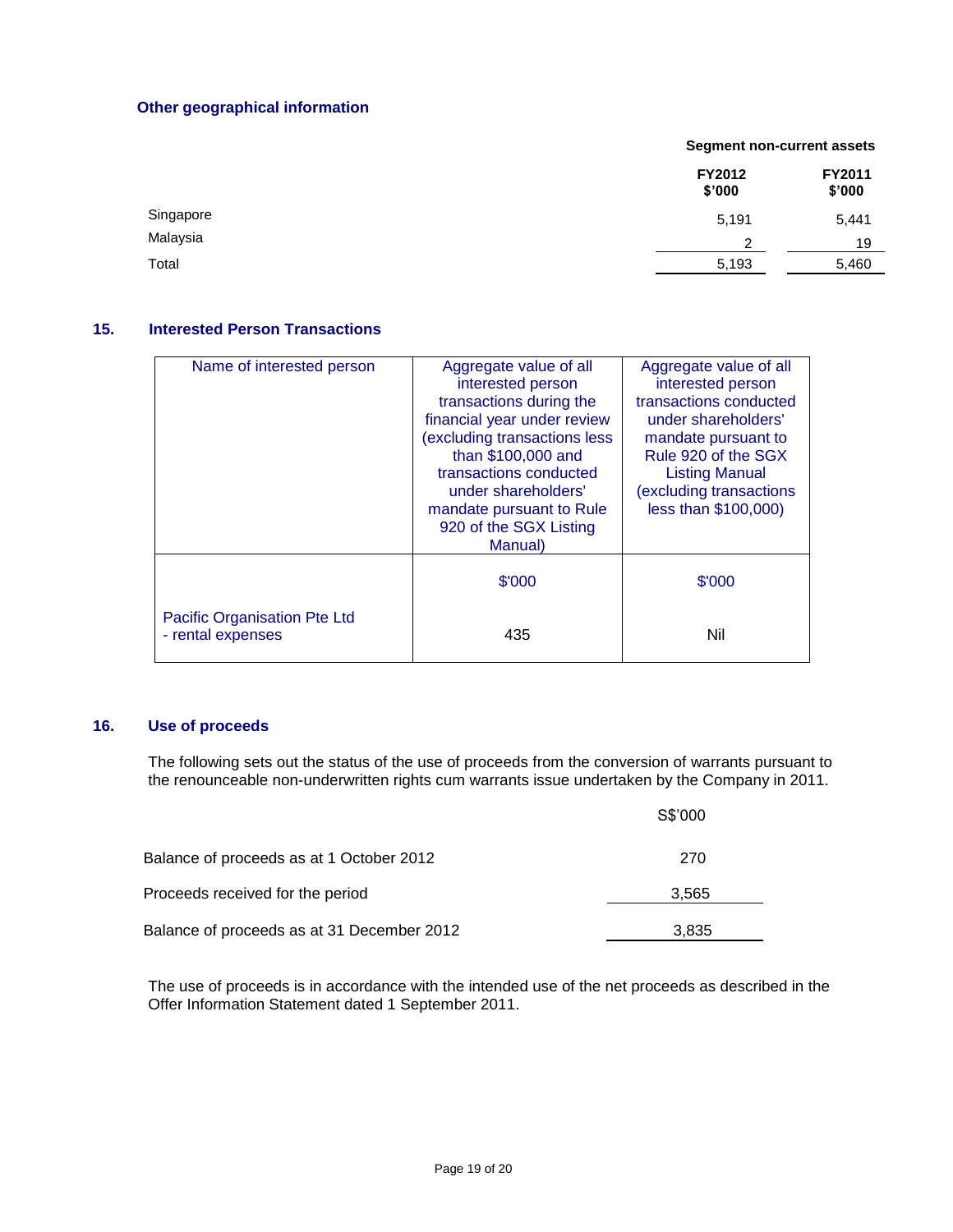### Other geographical information

| | Segment non-current assets | |
|---|---|---|
| | **FY2012 $'000** | **FY2011 $'000** |
| Singapore | 5,191 | 5,441 |
| Malaysia | 2 | 19 |
| Total | 5,193 | 5,460 |

## 15. Interested Person Transactions

| Name of interested person | Aggregate value of all interested person transactions during the financial year under review (excluding transactions less than $100,000 and transactions conducted under shareholders' mandate pursuant to Rule 920 of the SGX Listing Manual) | Aggregate value of all interested person transactions conducted under shareholders' mandate pursuant to Rule 920 of the SGX Listing Manual (excluding transactions less than $100,000) |
|---|---|---|
| | $'000 | $'000 |
| Pacific Organisation Pte Ltd - rental expenses | 435 | Nil |

## 16. Use of proceeds

The following sets out the status of the use of proceeds from the conversion of warrants pursuant to the renounceable non-underwritten rights cum warrants issue undertaken by the Company in 2011.

| | S$'000 |
|---|---|
| Balance of proceeds as at 1 October 2012 | 270 |
| Proceeds received for the period | 3,565 |
| Balance of proceeds as at 31 December 2012 | 3,835 |

The use of proceeds is in accordance with the intended use of the net proceeds as described in the Offer Information Statement dated 1 September 2011.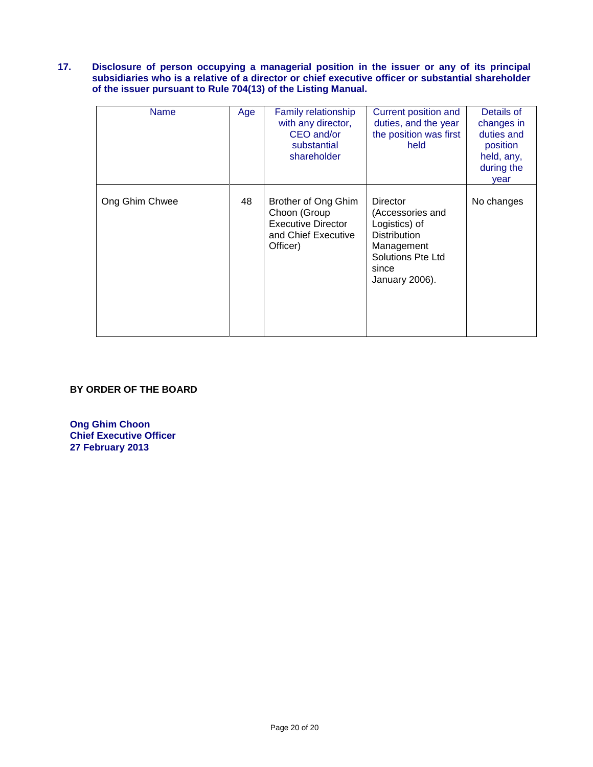**17. Disclosure of person occupying a managerial position in the issuer or any of its principal subsidiaries who is a relative of a director or chief executive officer or substantial shareholder of the issuer pursuant to Rule 704(13) of the Listing Manual.**

| Name | Age | Family relationship with any director, CEO and/or substantial shareholder | Current position and duties, and the year the position was first held | Details of changes in duties and position held, any, during the year |
|---|---|---|---|---|
| Ong Ghim Chwee | 48 | Brother of Ong Ghim Choon (Group Executive Director and Chief Executive Officer) | Director (Accessories and Logistics) of Distribution Management Solutions Pte Ltd since January 2006). | No changes |

**BY ORDER OF THE BOARD**

**Ong Ghim Choon**
**Chief Executive Officer**
**27 February 2013**